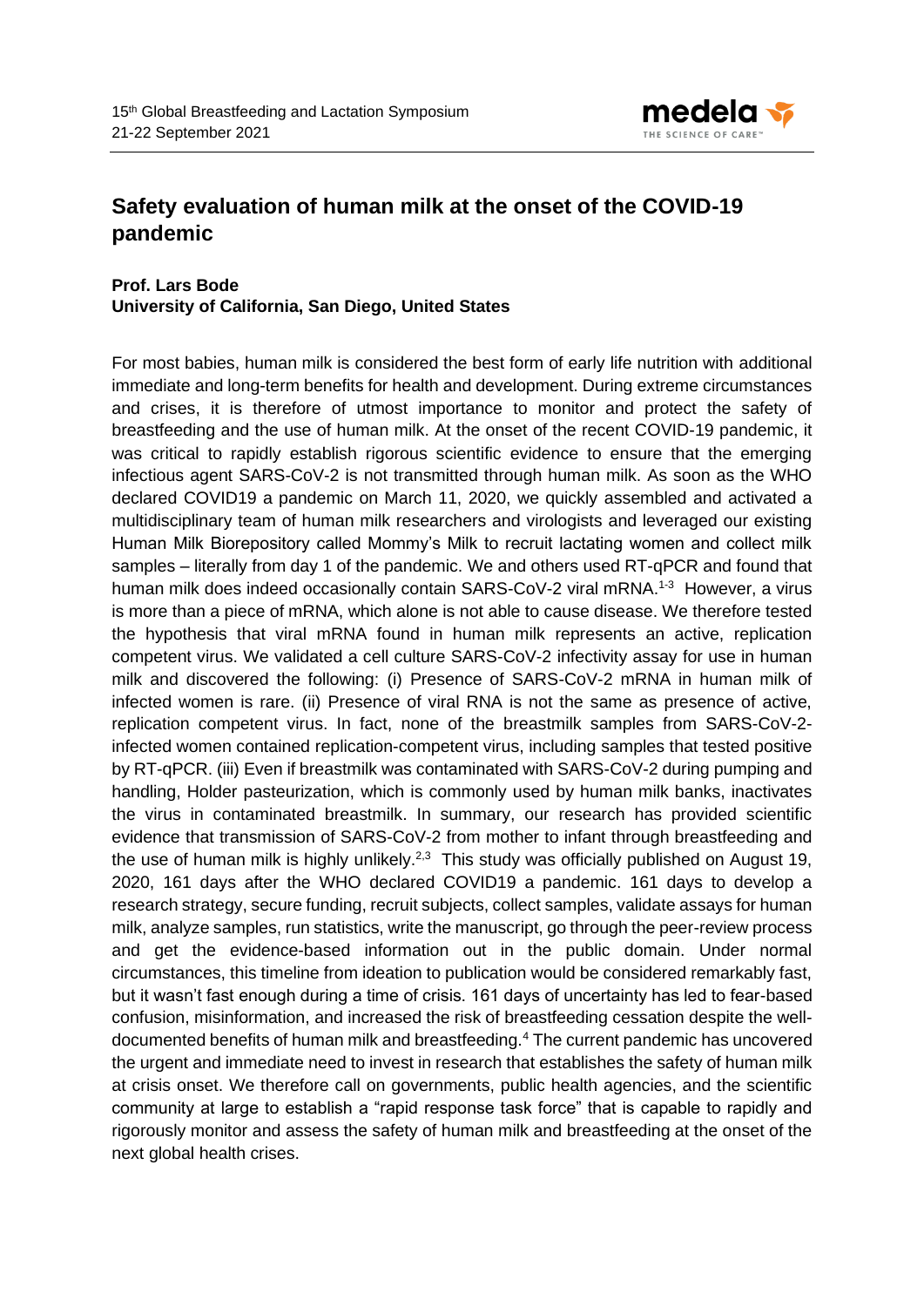# Safety evaluation of human milk at the onset of the COVID-19 pandemic

**Prof. Lars Bode**
**University of California, San Diego, United States**

For most babies, human milk is considered the best form of early life nutrition with additional immediate and long-term benefits for health and development. During extreme circumstances and crises, it is therefore of utmost importance to monitor and protect the safety of breastfeeding and the use of human milk. At the onset of the recent COVID-19 pandemic, it was critical to rapidly establish rigorous scientific evidence to ensure that the emerging infectious agent SARS-CoV-2 is not transmitted through human milk. As soon as the WHO declared COVID19 a pandemic on March 11, 2020, we quickly assembled and activated a multidisciplinary team of human milk researchers and virologists and leveraged our existing Human Milk Biorepository called Mommy's Milk to recruit lactating women and collect milk samples – literally from day 1 of the pandemic. We and others used RT-qPCR and found that human milk does indeed occasionally contain SARS-CoV-2 viral mRNA.[1-3] However, a virus is more than a piece of mRNA, which alone is not able to cause disease. We therefore tested the hypothesis that viral mRNA found in human milk represents an active, replication competent virus. We validated a cell culture SARS-CoV-2 infectivity assay for use in human milk and discovered the following: (i) Presence of SARS-CoV-2 mRNA in human milk of infected women is rare. (ii) Presence of viral RNA is not the same as presence of active, replication competent virus. In fact, none of the breastmilk samples from SARS-CoV-2-infected women contained replication-competent virus, including samples that tested positive by RT-qPCR. (iii) Even if breastmilk was contaminated with SARS-CoV-2 during pumping and handling, Holder pasteurization, which is commonly used by human milk banks, inactivates the virus in contaminated breastmilk. In summary, our research has provided scientific evidence that transmission of SARS-CoV-2 from mother to infant through breastfeeding and the use of human milk is highly unlikely.[2,3] This study was officially published on August 19, 2020, 161 days after the WHO declared COVID19 a pandemic. 161 days to develop a research strategy, secure funding, recruit subjects, collect samples, validate assays for human milk, analyze samples, run statistics, write the manuscript, go through the peer-review process and get the evidence-based information out in the public domain. Under normal circumstances, this timeline from ideation to publication would be considered remarkably fast, but it wasn't fast enough during a time of crisis. 161 days of uncertainty has led to fear-based confusion, misinformation, and increased the risk of breastfeeding cessation despite the well-documented benefits of human milk and breastfeeding.[4] The current pandemic has uncovered the urgent and immediate need to invest in research that establishes the safety of human milk at crisis onset. We therefore call on governments, public health agencies, and the scientific community at large to establish a "rapid response task force" that is capable to rapidly and rigorously monitor and assess the safety of human milk and breastfeeding at the onset of the next global health crises.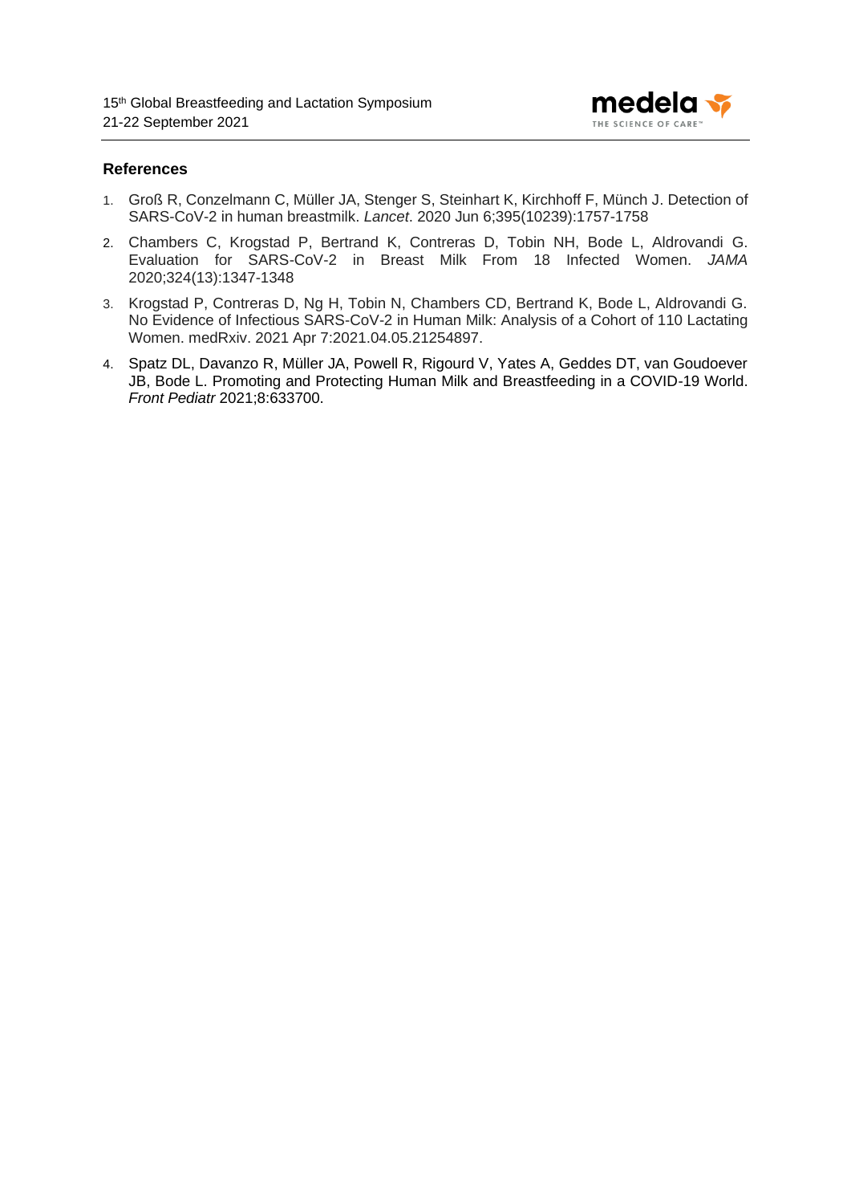## References

1. Groß R, Conzelmann C, Müller JA, Stenger S, Steinhart K, Kirchhoff F, Münch J. Detection of SARS-CoV-2 in human breastmilk. *Lancet*. 2020 Jun 6;395(10239):1757-1758
2. Chambers C, Krogstad P, Bertrand K, Contreras D, Tobin NH, Bode L, Aldrovandi G. Evaluation for SARS-CoV-2 in Breast Milk From 18 Infected Women. *JAMA* 2020;324(13):1347-1348
3. Krogstad P, Contreras D, Ng H, Tobin N, Chambers CD, Bertrand K, Bode L, Aldrovandi G. No Evidence of Infectious SARS-CoV-2 in Human Milk: Analysis of a Cohort of 110 Lactating Women. medRxiv. 2021 Apr 7:2021.04.05.21254897.
4. Spatz DL, Davanzo R, Müller JA, Powell R, Rigourd V, Yates A, Geddes DT, van Goudoever JB, Bode L. Promoting and Protecting Human Milk and Breastfeeding in a COVID-19 World. *Front Pediatr* 2021;8:633700.